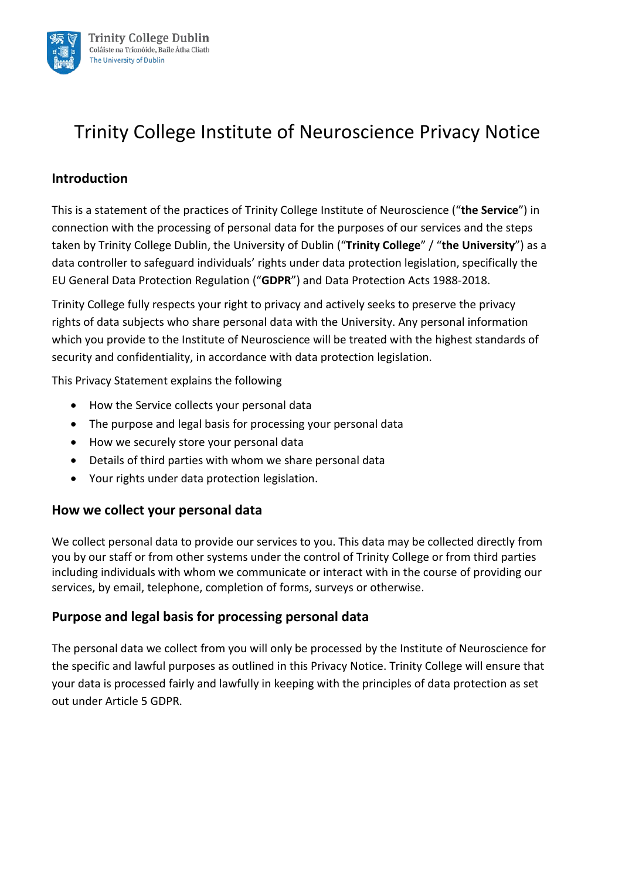# Trinity College Institute of Neuroscience Privacy Notice

## Introduction

This is a statement of the practices of Trinity College Institute of Neuroscience ("**the Service**") in connection with the processing of personal data for the purposes of our services and the steps taken by Trinity College Dublin, the University of Dublin ("**Trinity College**" / "**the University**") as a data controller to safeguard individuals' rights under data protection legislation, specifically the EU General Data Protection Regulation ("**GDPR**") and Data Protection Acts 1988-2018.

Trinity College fully respects your right to privacy and actively seeks to preserve the privacy rights of data subjects who share personal data with the University. Any personal information which you provide to the Institute of Neuroscience will be treated with the highest standards of security and confidentiality, in accordance with data protection legislation.

This Privacy Statement explains the following

- How the Service collects your personal data
- The purpose and legal basis for processing your personal data
- How we securely store your personal data
- Details of third parties with whom we share personal data
- Your rights under data protection legislation.

## How we collect your personal data

We collect personal data to provide our services to you. This data may be collected directly from you by our staff or from other systems under the control of Trinity College or from third parties including individuals with whom we communicate or interact with in the course of providing our services, by email, telephone, completion of forms, surveys or otherwise.

## Purpose and legal basis for processing personal data

The personal data we collect from you will only be processed by the Institute of Neuroscience for the specific and lawful purposes as outlined in this Privacy Notice. Trinity College will ensure that your data is processed fairly and lawfully in keeping with the principles of data protection as set out under Article 5 GDPR.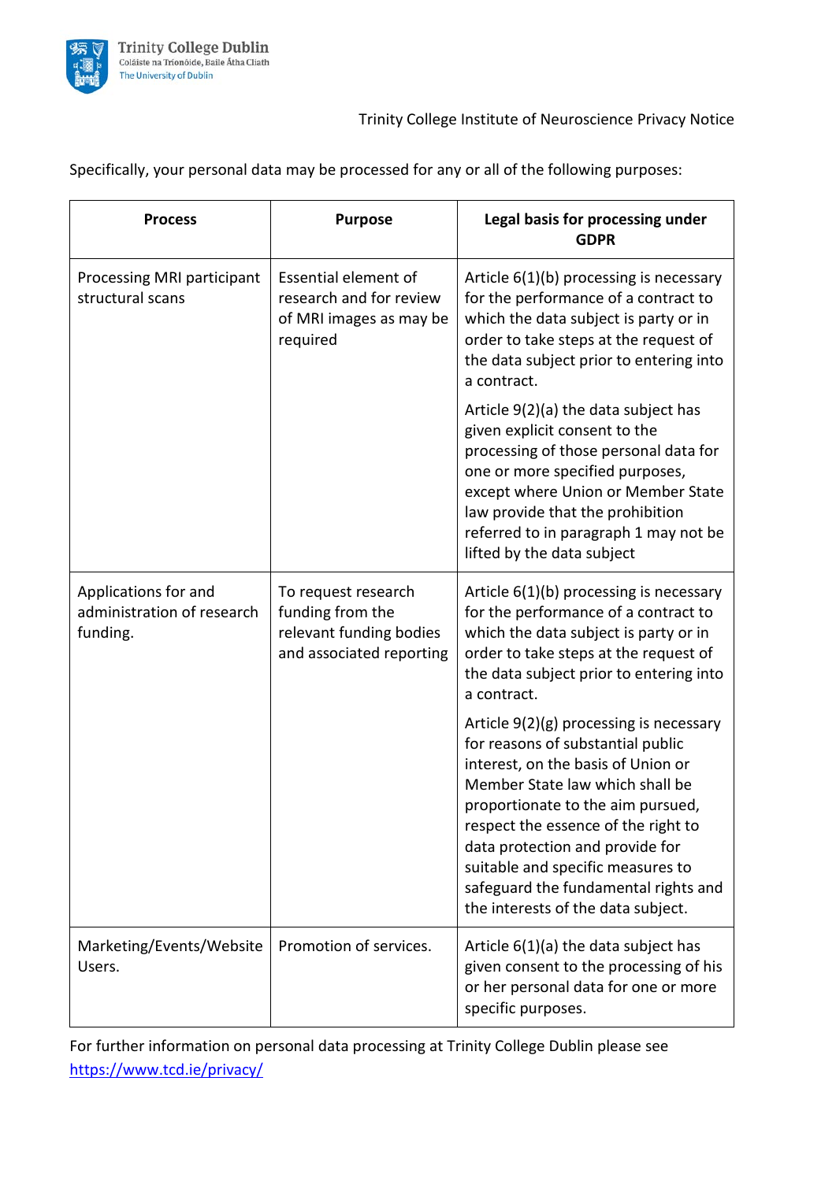Specifically, your personal data may be processed for any or all of the following purposes:

| Process | Purpose | Legal basis for processing under GDPR |
|---|---|---|
| Processing MRI participant structural scans | Essential element of research and for review of MRI images as may be required | Article 6(1)(b) processing is necessary for the performance of a contract to which the data subject is party or in order to take steps at the request of the data subject prior to entering into a contract.<br><br>Article 9(2)(a) the data subject has given explicit consent to the processing of those personal data for one or more specified purposes, except where Union or Member State law provide that the prohibition referred to in paragraph 1 may not be lifted by the data subject |
| Applications for and administration of research funding. | To request research funding from the relevant funding bodies and associated reporting | Article 6(1)(b) processing is necessary for the performance of a contract to which the data subject is party or in order to take steps at the request of the data subject prior to entering into a contract.<br><br>Article 9(2)(g) processing is necessary for reasons of substantial public interest, on the basis of Union or Member State law which shall be proportionate to the aim pursued, respect the essence of the right to data protection and provide for suitable and specific measures to safeguard the fundamental rights and the interests of the data subject. |
| Marketing/Events/Website Users. | Promotion of services. | Article 6(1)(a) the data subject has given consent to the processing of his or her personal data for one or more specific purposes. |

For further information on personal data processing at Trinity College Dublin please see https://www.tcd.ie/privacy/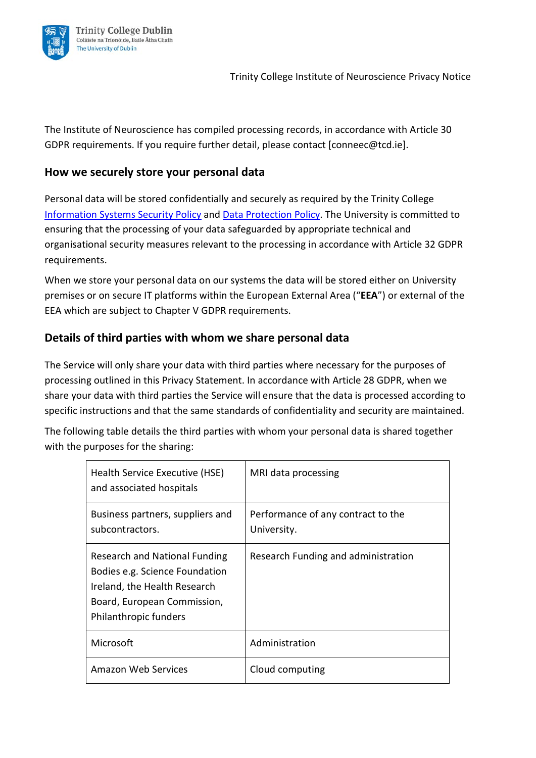The Institute of Neuroscience has compiled processing records, in accordance with Article 30 GDPR requirements. If you require further detail, please contact [conneec@tcd.ie].

## How we securely store your personal data

Personal data will be stored confidentially and securely as required by the Trinity College Information Systems Security Policy and Data Protection Policy. The University is committed to ensuring that the processing of your data safeguarded by appropriate technical and organisational security measures relevant to the processing in accordance with Article 32 GDPR requirements.

When we store your personal data on our systems the data will be stored either on University premises or on secure IT platforms within the European External Area ("**EEA**") or external of the EEA which are subject to Chapter V GDPR requirements.

## Details of third parties with whom we share personal data

The Service will only share your data with third parties where necessary for the purposes of processing outlined in this Privacy Statement. In accordance with Article 28 GDPR, when we share your data with third parties the Service will ensure that the data is processed according to specific instructions and that the same standards of confidentiality and security are maintained.

The following table details the third parties with whom your personal data is shared together with the purposes for the sharing:

| | |
|---|---|
| Health Service Executive (HSE) and associated hospitals | MRI data processing |
| Business partners, suppliers and subcontractors. | Performance of any contract to the University. |
| Research and National Funding Bodies e.g. Science Foundation Ireland, the Health Research Board, European Commission, Philanthropic funders | Research Funding and administration |
| Microsoft | Administration |
| Amazon Web Services | Cloud computing |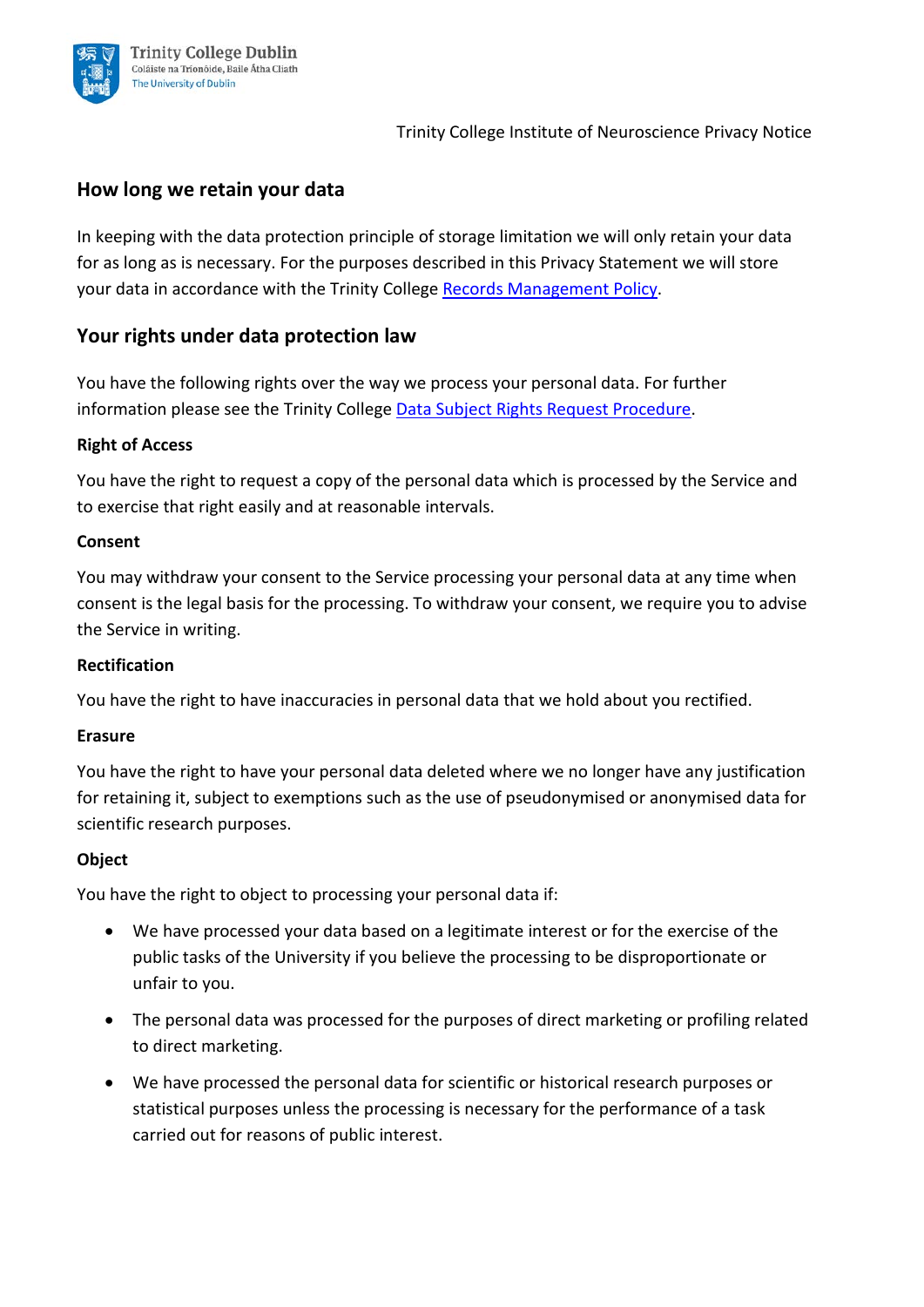## How long we retain your data

In keeping with the data protection principle of storage limitation we will only retain your data for as long as is necessary. For the purposes described in this Privacy Statement we will store your data in accordance with the Trinity College Records Management Policy.

## Your rights under data protection law

You have the following rights over the way we process your personal data. For further information please see the Trinity College Data Subject Rights Request Procedure.

**Right of Access**

You have the right to request a copy of the personal data which is processed by the Service and to exercise that right easily and at reasonable intervals.

**Consent**

You may withdraw your consent to the Service processing your personal data at any time when consent is the legal basis for the processing. To withdraw your consent, we require you to advise the Service in writing.

**Rectification**

You have the right to have inaccuracies in personal data that we hold about you rectified.

**Erasure**

You have the right to have your personal data deleted where we no longer have any justification for retaining it, subject to exemptions such as the use of pseudonymised or anonymised data for scientific research purposes.

**Object**

You have the right to object to processing your personal data if:

- We have processed your data based on a legitimate interest or for the exercise of the public tasks of the University if you believe the processing to be disproportionate or unfair to you.
- The personal data was processed for the purposes of direct marketing or profiling related to direct marketing.
- We have processed the personal data for scientific or historical research purposes or statistical purposes unless the processing is necessary for the performance of a task carried out for reasons of public interest.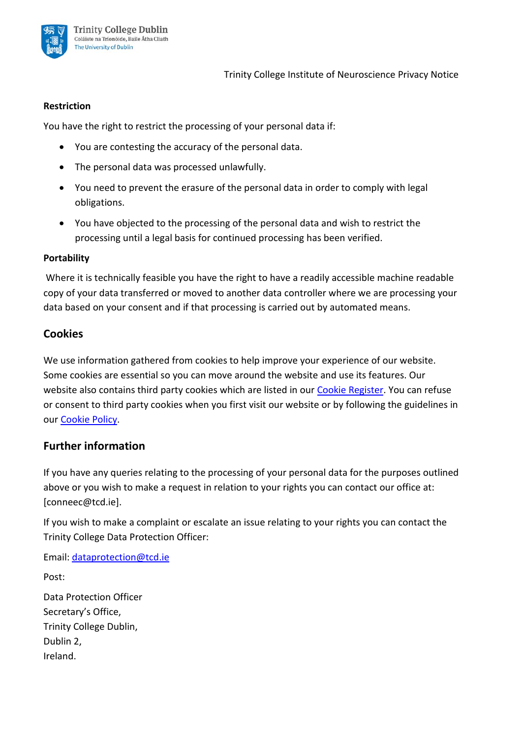**Restriction**

You have the right to restrict the processing of your personal data if:

- You are contesting the accuracy of the personal data.
- The personal data was processed unlawfully.
- You need to prevent the erasure of the personal data in order to comply with legal obligations.
- You have objected to the processing of the personal data and wish to restrict the processing until a legal basis for continued processing has been verified.

**Portability**

Where it is technically feasible you have the right to have a readily accessible machine readable copy of your data transferred or moved to another data controller where we are processing your data based on your consent and if that processing is carried out by automated means.

## Cookies

We use information gathered from cookies to help improve your experience of our website. Some cookies are essential so you can move around the website and use its features. Our website also contains third party cookies which are listed in our Cookie Register. You can refuse or consent to third party cookies when you first visit our website or by following the guidelines in our Cookie Policy.

## Further information

If you have any queries relating to the processing of your personal data for the purposes outlined above or you wish to make a request in relation to your rights you can contact our office at: [conneec@tcd.ie].

If you wish to make a complaint or escalate an issue relating to your rights you can contact the Trinity College Data Protection Officer:

Email: dataprotection@tcd.ie

Post:

Data Protection Officer
Secretary's Office,
Trinity College Dublin,
Dublin 2,
Ireland.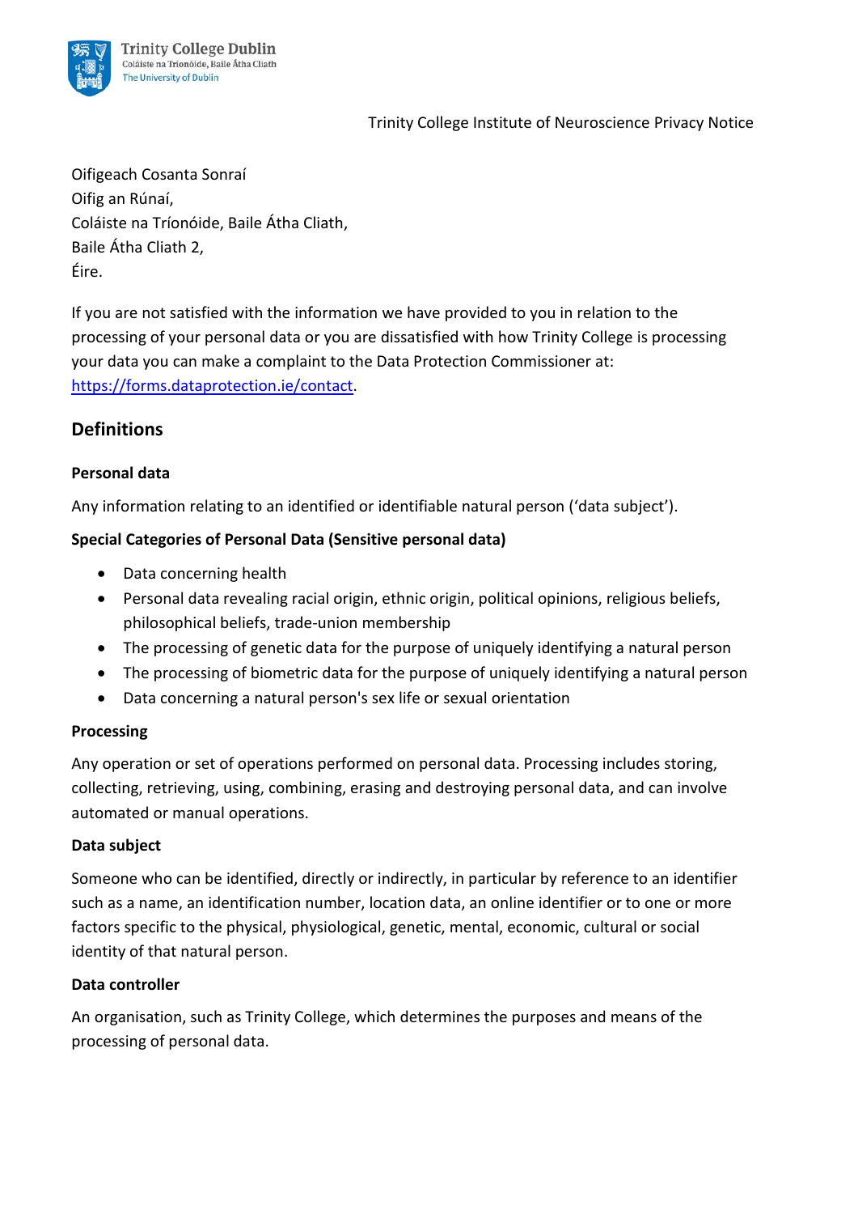Oifigeach Cosanta Sonraí
Oifig an Rúnaí,
Coláiste na Tríonóide, Baile Átha Cliath,
Baile Átha Cliath 2,
Éire.

If you are not satisfied with the information we have provided to you in relation to the processing of your personal data or you are dissatisfied with how Trinity College is processing your data you can make a complaint to the Data Protection Commissioner at: https://forms.dataprotection.ie/contact.

## Definitions

**Personal data**

Any information relating to an identified or identifiable natural person ('data subject').

**Special Categories of Personal Data (Sensitive personal data)**

- Data concerning health
- Personal data revealing racial origin, ethnic origin, political opinions, religious beliefs, philosophical beliefs, trade-union membership
- The processing of genetic data for the purpose of uniquely identifying a natural person
- The processing of biometric data for the purpose of uniquely identifying a natural person
- Data concerning a natural person's sex life or sexual orientation

**Processing**

Any operation or set of operations performed on personal data. Processing includes storing, collecting, retrieving, using, combining, erasing and destroying personal data, and can involve automated or manual operations.

**Data subject**

Someone who can be identified, directly or indirectly, in particular by reference to an identifier such as a name, an identification number, location data, an online identifier or to one or more factors specific to the physical, physiological, genetic, mental, economic, cultural or social identity of that natural person.

**Data controller**

An organisation, such as Trinity College, which determines the purposes and means of the processing of personal data.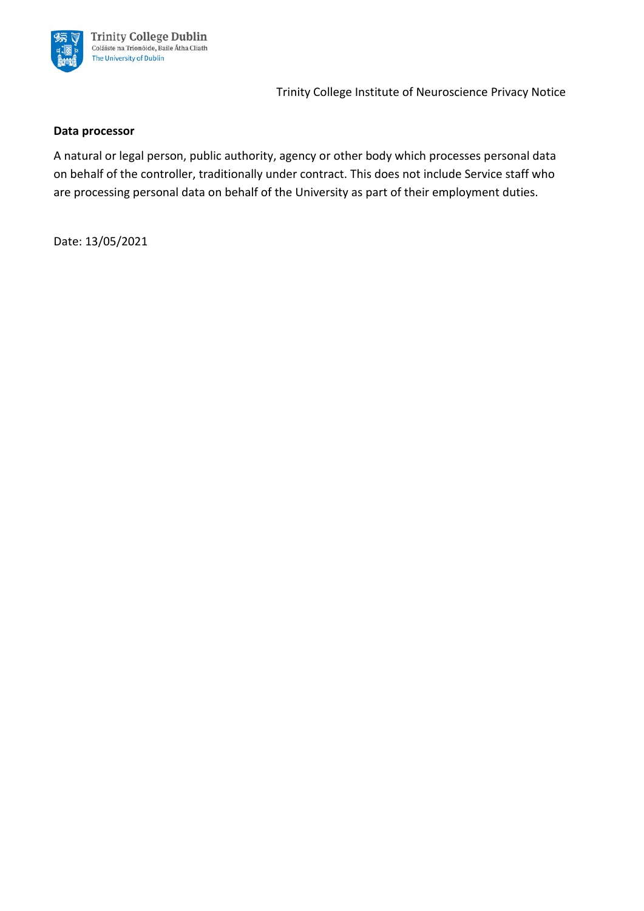**Data processor**

A natural or legal person, public authority, agency or other body which processes personal data on behalf of the controller, traditionally under contract. This does not include Service staff who are processing personal data on behalf of the University as part of their employment duties.

Date: 13/05/2021